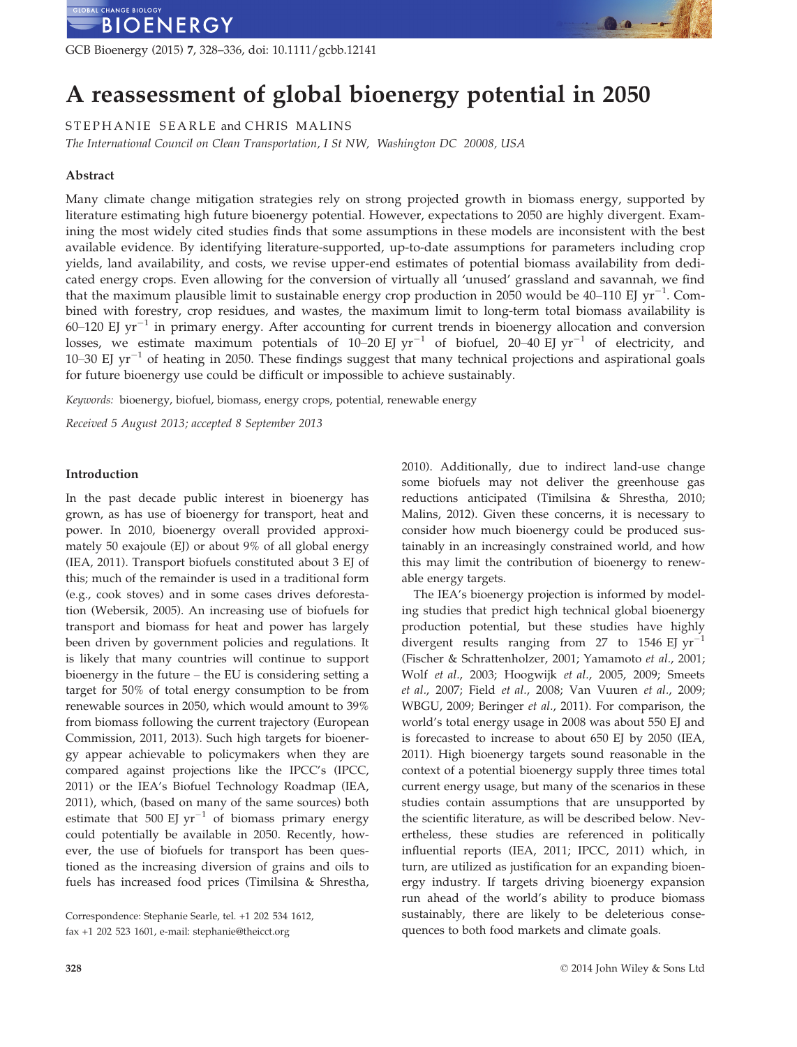# A reassessment of global bioenergy potential in 2050

STEPHANIE SEARLE and CHRIS MALINS

*The International Council on Clean Transportation, I St NW, Washington DC 20008, USA*

## Abstract

Many climate change mitigation strategies rely on strong projected growth in biomass energy, supported by literature estimating high future bioenergy potential. However, expectations to 2050 are highly divergent. Examining the most widely cited studies finds that some assumptions in these models are inconsistent with the best available evidence. By identifying literature-supported, up-to-date assumptions for parameters including crop yields, land availability, and costs, we revise upper-end estimates of potential biomass availability from dedicated energy crops. Even allowing for the conversion of virtually all 'unused' grassland and savannah, we find that the maximum plausible limit to sustainable energy crop production in 2050 would be 40–110 EJ $yr^{-1}$. Combined with forestry, crop residues, and wastes, the maximum limit to long-term total biomass availability is 60–120 EJ $yr^{-1}$ in primary energy. After accounting for current trends in bioenergy allocation and conversion losses, we estimate maximum potentials of 10–20 EJ $yr^{-1}$ of biofuel, 20–40 EJ $yr^{-1}$ of electricity, and 10–30 EJ $yr^{-1}$ of heating in 2050. These findings suggest that many technical projections and aspirational goals for future bioenergy use could be difficult or impossible to achieve sustainably.

*Keywords:* bioenergy, biofuel, biomass, energy crops, potential, renewable energy

*Received 5 August 2013; accepted 8 September 2013*

## Introduction

In the past decade public interest in bioenergy has grown, as has use of bioenergy for transport, heat and power. In 2010, bioenergy overall provided approximately 50 exajoule (EJ) or about 9% of all global energy (IEA, 2011). Transport biofuels constituted about 3 EJ of this; much of the remainder is used in a traditional form (e.g., cook stoves) and in some cases drives deforestation (Webersik, 2005). An increasing use of biofuels for transport and biomass for heat and power has largely been driven by government policies and regulations. It is likely that many countries will continue to support bioenergy in the future – the EU is considering setting a target for 50% of total energy consumption to be from renewable sources in 2050, which would amount to 39% from biomass following the current trajectory (European Commission, 2011, 2013). Such high targets for bioenergy appear achievable to policymakers when they are compared against projections like the IPCC's (IPCC, 2011) or the IEA's Biofuel Technology Roadmap (IEA, 2011), which, (based on many of the same sources) both estimate that 500 EJ $yr^{-1}$ of biomass primary energy could potentially be available in 2050. Recently, however, the use of biofuels for transport has been questioned as the increasing diversion of grains and oils to fuels has increased food prices (Timilsina & Shrestha, 2010). Additionally, due to indirect land-use change some biofuels may not deliver the greenhouse gas reductions anticipated (Timilsina & Shrestha, 2010; Malins, 2012). Given these concerns, it is necessary to consider how much bioenergy could be produced sustainably in an increasingly constrained world, and how this may limit the contribution of bioenergy to renewable energy targets.

The IEA's bioenergy projection is informed by modeling studies that predict high technical global bioenergy production potential, but these studies have highly divergent results ranging from 27 to 1546 EJ $yr^{-1}$ (Fischer & Schrattenholzer, 2001; Yamamoto *et al.*, 2001; Wolf *et al.*, 2003; Hoogwijk *et al.*, 2005, 2009; Smeets *et al.*, 2007; Field *et al.*, 2008; Van Vuuren *et al.*, 2009; WBGU, 2009; Beringer *et al.*, 2011). For comparison, the world's total energy usage in 2008 was about 550 EJ and is forecasted to increase to about 650 EJ by 2050 (IEA, 2011). High bioenergy targets sound reasonable in the context of a potential bioenergy supply three times total current energy usage, but many of the scenarios in these studies contain assumptions that are unsupported by the scientific literature, as will be described below. Nevertheless, these studies are referenced in politically influential reports (IEA, 2011; IPCC, 2011) which, in turn, are utilized as justification for an expanding bioenergy industry. If targets driving bioenergy expansion run ahead of the world's ability to produce biomass sustainably, there are likely to be deleterious consequences to both food markets and climate goals.

Correspondence: Stephanie Searle, tel. +1 202 534 1612, fax +1 202 523 1601, e-mail: stephanie@theicct.org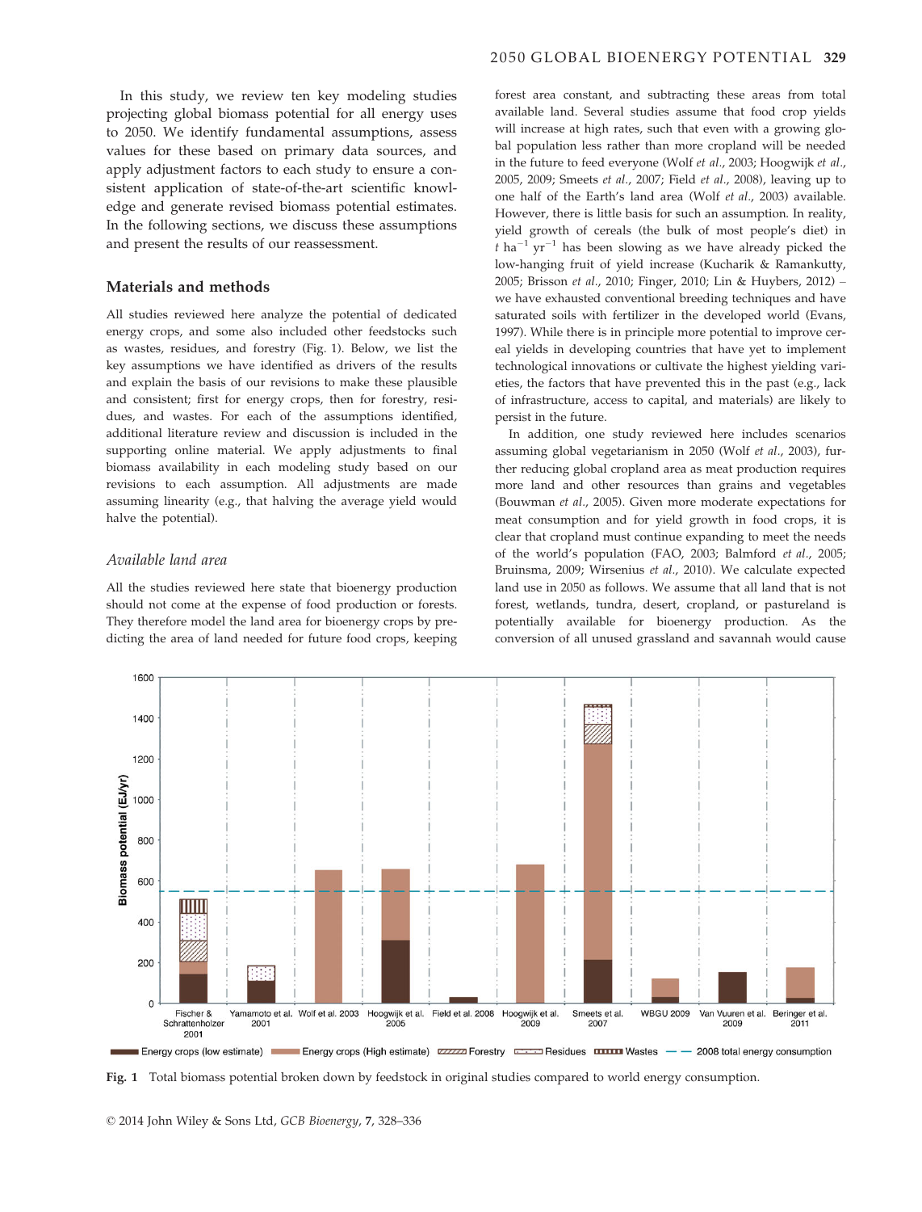In this study, we review ten key modeling studies projecting global biomass potential for all energy uses to 2050. We identify fundamental assumptions, assess values for these based on primary data sources, and apply adjustment factors to each study to ensure a consistent application of state-of-the-art scientific knowledge and generate revised biomass potential estimates. In the following sections, we discuss these assumptions and present the results of our reassessment.

## Materials and methods

All studies reviewed here analyze the potential of dedicated energy crops, and some also included other feedstocks such as wastes, residues, and forestry (Fig. 1). Below, we list the key assumptions we have identified as drivers of the results and explain the basis of our revisions to make these plausible and consistent; first for energy crops, then for forestry, residues, and wastes. For each of the assumptions identified, additional literature review and discussion is included in the supporting online material. We apply adjustments to final biomass availability in each modeling study based on our revisions to each assumption. All adjustments are made assuming linearity (e.g., that halving the average yield would halve the potential).

### *Available land area*

All the studies reviewed here state that bioenergy production should not come at the expense of food production or forests. They therefore model the land area for bioenergy crops by predicting the area of land needed for future food crops, keeping forest area constant, and subtracting these areas from total available land. Several studies assume that food crop yields will increase at high rates, such that even with a growing global population less rather than more cropland will be needed in the future to feed everyone (Wolf *et al.*, 2003; Hoogwijk *et al.*, 2005, 2009; Smeets *et al.*, 2007; Field *et al.*, 2008), leaving up to one half of the Earth's land area (Wolf *et al.*, 2003) available. However, there is little basis for such an assumption. In reality, yield growth of cereals (the bulk of most people's diet) in $t\ ha^{-1}\ yr^{-1}$ has been slowing as we have already picked the low-hanging fruit of yield increase (Kucharik & Ramankutty, 2005; Brisson *et al.*, 2010; Finger, 2010; Lin & Huybers, 2012) – we have exhausted conventional breeding techniques and have saturated soils with fertilizer in the developed world (Evans, 1997). While there is in principle more potential to improve cereal yields in developing countries that have yet to implement technological innovations or cultivate the highest yielding varieties, the factors that have prevented this in the past (e.g., lack of infrastructure, access to capital, and materials) are likely to persist in the future.

In addition, one study reviewed here includes scenarios assuming global vegetarianism in 2050 (Wolf *et al.*, 2003), further reducing global cropland area as meat production requires more land and other resources than grains and vegetables (Bouwman *et al.*, 2005). Given more moderate expectations for meat consumption and for yield growth in food crops, it is clear that cropland must continue expanding to meet the needs of the world's population (FAO, 2003; Balmford *et al.*, 2005; Bruinsma, 2009; Wirsenius *et al.*, 2010). We calculate expected land use in 2050 as follows. We assume that all land that is not forest, wetlands, tundra, desert, cropland, or pastureland is potentially available for bioenergy production. As the conversion of all unused grassland and savannah would cause

Fig. 1 Total biomass potential broken down by feedstock in original studies compared to world energy consumption.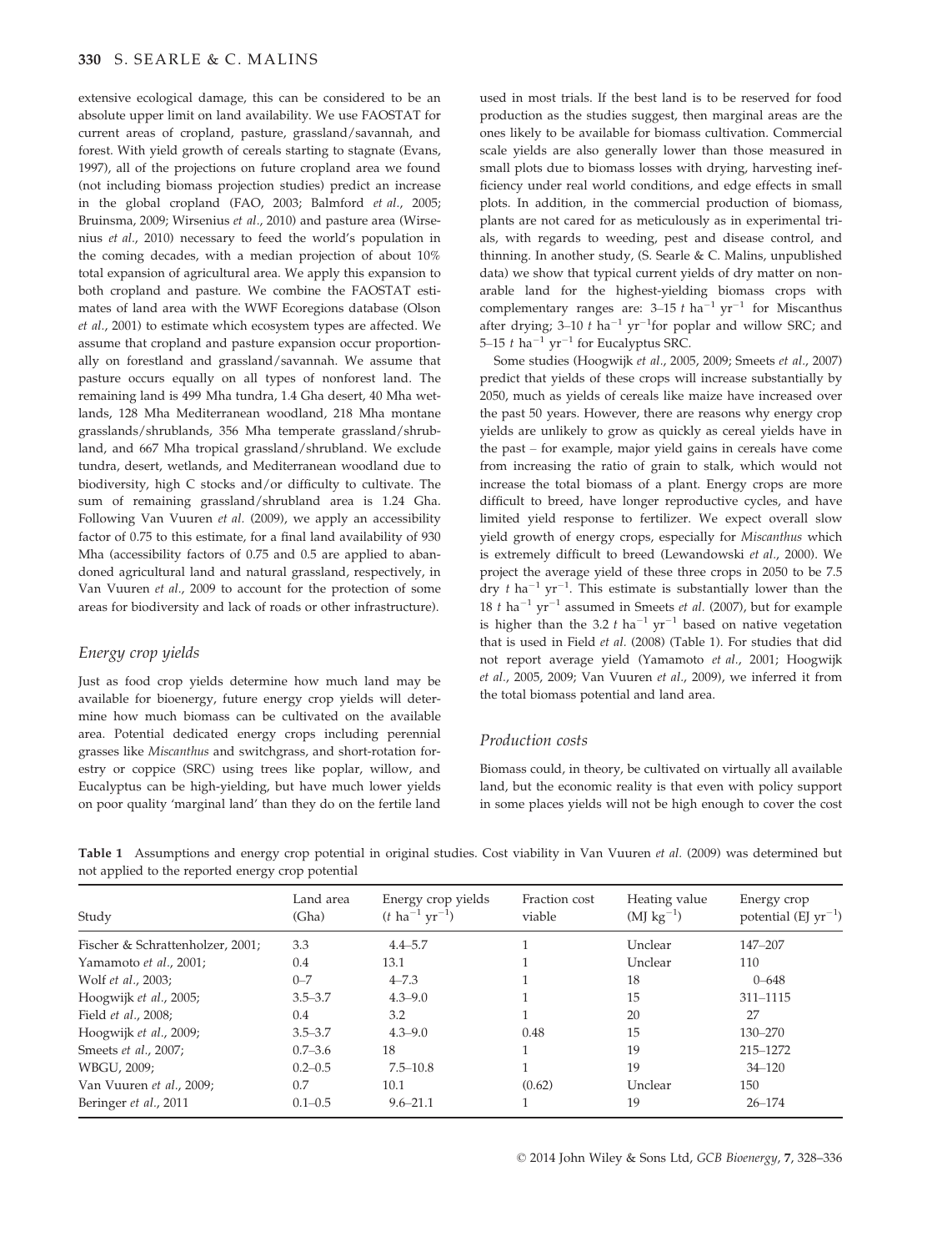extensive ecological damage, this can be considered to be an absolute upper limit on land availability. We use FAOSTAT for current areas of cropland, pasture, grassland/savannah, and forest. With yield growth of cereals starting to stagnate (Evans, 1997), all of the projections on future cropland area we found (not including biomass projection studies) predict an increase in the global cropland (FAO, 2003; Balmford *et al.*, 2005; Bruinsma, 2009; Wirsenius *et al.*, 2010) and pasture area (Wirsenius *et al.*, 2010) necessary to feed the world's population in the coming decades, with a median projection of about 10% total expansion of agricultural area. We apply this expansion to both cropland and pasture. We combine the FAOSTAT estimates of land area with the WWF Ecoregions database (Olson *et al.*, 2001) to estimate which ecosystem types are affected. We assume that cropland and pasture expansion occur proportionally on forestland and grassland/savannah. We assume that pasture occurs equally on all types of nonforest land. The remaining land is 499 Mha tundra, 1.4 Gha desert, 40 Mha wetlands, 128 Mha Mediterranean woodland, 218 Mha montane grasslands/shrublands, 356 Mha temperate grassland/shrubland, and 667 Mha tropical grassland/shrubland. We exclude tundra, desert, wetlands, and Mediterranean woodland due to biodiversity, high C stocks and/or difficulty to cultivate. The sum of remaining grassland/shrubland area is 1.24 Gha. Following Van Vuuren *et al.* (2009), we apply an accessibility factor of 0.75 to this estimate, for a final land availability of 930 Mha (accessibility factors of 0.75 and 0.5 are applied to abandoned agricultural land and natural grassland, respectively, in Van Vuuren *et al.*, 2009 to account for the protection of some areas for biodiversity and lack of roads or other infrastructure).

### Energy crop yields

Just as food crop yields determine how much land may be available for bioenergy, future energy crop yields will determine how much biomass can be cultivated on the available area. Potential dedicated energy crops including perennial grasses like *Miscanthus* and switchgrass, and short-rotation forestry or coppice (SRC) using trees like poplar, willow, and Eucalyptus can be high-yielding, but have much lower yields on poor quality 'marginal land' than they do on the fertile land used in most trials. If the best land is to be reserved for food production as the studies suggest, then marginal areas are the ones likely to be available for biomass cultivation. Commercial scale yields are also generally lower than those measured in small plots due to biomass losses with drying, harvesting inefficiency under real world conditions, and edge effects in small plots. In addition, in the commercial production of biomass, plants are not cared for as meticulously as in experimental trials, with regards to weeding, pest and disease control, and thinning. In another study, (S. Searle & C. Malins, unpublished data) we show that typical current yields of dry matter on non-arable land for the highest-yielding biomass crops with complementary ranges are: 3–15 $t$ ha$^{-1}$ yr$^{-1}$ for Miscanthus after drying; 3–10 $t$ ha$^{-1}$ yr$^{-1}$for poplar and willow SRC; and 5–15 $t$ ha$^{-1}$ yr$^{-1}$ for Eucalyptus SRC.

Some studies (Hoogwijk *et al.*, 2005, 2009; Smeets *et al.*, 2007) predict that yields of these crops will increase substantially by 2050, much as yields of cereals like maize have increased over the past 50 years. However, there are reasons why energy crop yields are unlikely to grow as quickly as cereal yields have in the past – for example, major yield gains in cereals have come from increasing the ratio of grain to stalk, which would not increase the total biomass of a plant. Energy crops are more difficult to breed, have longer reproductive cycles, and have limited yield response to fertilizer. We expect overall slow yield growth of energy crops, especially for *Miscanthus* which is extremely difficult to breed (Lewandowski *et al.*, 2000). We project the average yield of these three crops in 2050 to be 7.5 dry $t$ ha$^{-1}$ yr$^{-1}$. This estimate is substantially lower than the 18 $t$ ha$^{-1}$ yr$^{-1}$ assumed in Smeets *et al.* (2007), but for example is higher than the 3.2 $t$ ha$^{-1}$ yr$^{-1}$ based on native vegetation that is used in Field *et al.* (2008) (Table 1). For studies that did not report average yield (Yamamoto *et al.*, 2001; Hoogwijk *et al.*, 2005, 2009; Van Vuuren *et al.*, 2009), we inferred it from the total biomass potential and land area.

### Production costs

Biomass could, in theory, be cultivated on virtually all available land, but the economic reality is that even with policy support in some places yields will not be high enough to cover the cost

**Table 1** Assumptions and energy crop potential in original studies. Cost viability in Van Vuuren *et al.* (2009) was determined but not applied to the reported energy crop potential

| Study | Land area (Gha) | Energy crop yields ($t$ ha$^{-1}$ yr$^{-1}$) | Fraction cost viable | Heating value (MJ kg$^{-1}$) | Energy crop potential (EJ yr$^{-1}$) |
|---|---|---|---|---|---|
| Fischer & Schrattenholzer, 2001; | 3.3 | 4.4–5.7 | 1 | Unclear | 147–207 |
| Yamamoto *et al.*, 2001; | 0.4 | 13.1 | 1 | Unclear | 110 |
| Wolf *et al.*, 2003; | 0–7 | 4–7.3 | 1 | 18 | 0–648 |
| Hoogwijk *et al.*, 2005; | 3.5–3.7 | 4.3–9.0 | 1 | 15 | 311–1115 |
| Field *et al.*, 2008; | 0.4 | 3.2 | 1 | 20 | 27 |
| Hoogwijk *et al.*, 2009; | 3.5–3.7 | 4.3–9.0 | 0.48 | 15 | 130–270 |
| Smeets *et al.*, 2007; | 0.7–3.6 | 18 | 1 | 19 | 215–1272 |
| WBGU, 2009; | 0.2–0.5 | 7.5–10.8 | 1 | 19 | 34–120 |
| Van Vuuren *et al.*, 2009; | 0.7 | 10.1 | (0.62) | Unclear | 150 |
| Beringer *et al.*, 2011 | 0.1–0.5 | 9.6–21.1 | 1 | 19 | 26–174 |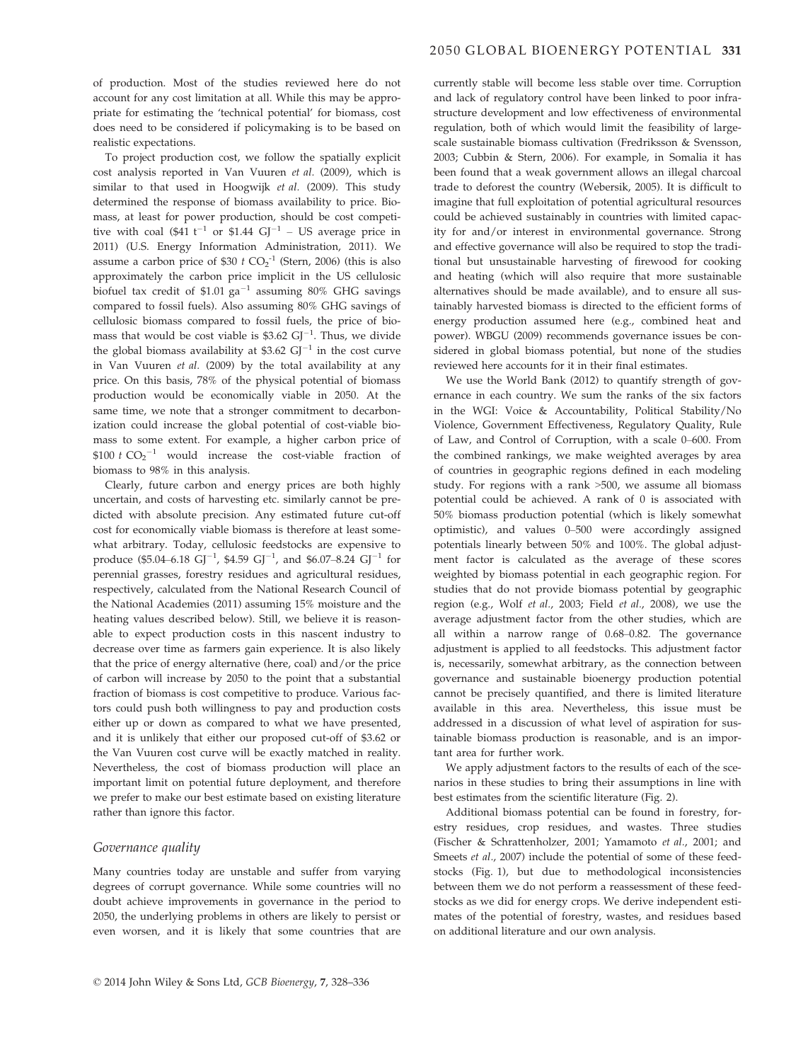of production. Most of the studies reviewed here do not account for any cost limitation at all. While this may be appropriate for estimating the 'technical potential' for biomass, cost does need to be considered if policymaking is to be based on realistic expectations.

To project production cost, we follow the spatially explicit cost analysis reported in Van Vuuren *et al.* (2009), which is similar to that used in Hoogwijk *et al.* (2009). This study determined the response of biomass availability to price. Biomass, at least for power production, should be cost competitive with coal (\$41 $t^{-1}$ or \$1.44 $GJ^{-1}$ – US average price in 2011) (U.S. Energy Information Administration, 2011). We assume a carbon price of \$30 $t\ CO_2^{-1}$ (Stern, 2006) (this is also approximately the carbon price implicit in the US cellulosic biofuel tax credit of \$1.01 $ga^{-1}$ assuming 80% GHG savings compared to fossil fuels). Also assuming 80% GHG savings of cellulosic biomass compared to fossil fuels, the price of biomass that would be cost viable is \$3.62 $GJ^{-1}$. Thus, we divide the global biomass availability at \$3.62 $GJ^{-1}$ in the cost curve in Van Vuuren *et al.* (2009) by the total availability at any price. On this basis, 78% of the physical potential of biomass production would be economically viable in 2050. At the same time, we note that a stronger commitment to decarbonization could increase the global potential of cost-viable biomass to some extent. For example, a higher carbon price of \$100 $t\ CO_2^{-1}$ would increase the cost-viable fraction of biomass to 98% in this analysis.

Clearly, future carbon and energy prices are both highly uncertain, and costs of harvesting etc. similarly cannot be predicted with absolute precision. Any estimated future cut-off cost for economically viable biomass is therefore at least somewhat arbitrary. Today, cellulosic feedstocks are expensive to produce (\$5.04–6.18 $GJ^{-1}$, \$4.59 $GJ^{-1}$, and \$6.07–8.24 $GJ^{-1}$ for perennial grasses, forestry residues and agricultural residues, respectively, calculated from the National Research Council of the National Academies (2011) assuming 15% moisture and the heating values described below). Still, we believe it is reasonable to expect production costs in this nascent industry to decrease over time as farmers gain experience. It is also likely that the price of energy alternative (here, coal) and/or the price of carbon will increase by 2050 to the point that a substantial fraction of biomass is cost competitive to produce. Various factors could push both willingness to pay and production costs either up or down as compared to what we have presented, and it is unlikely that either our proposed cut-off of \$3.62 or the Van Vuuren cost curve will be exactly matched in reality. Nevertheless, the cost of biomass production will place an important limit on potential future deployment, and therefore we prefer to make our best estimate based on existing literature rather than ignore this factor.

### Governance quality

Many countries today are unstable and suffer from varying degrees of corrupt governance. While some countries will no doubt achieve improvements in governance in the period to 2050, the underlying problems in others are likely to persist or even worsen, and it is likely that some countries that are currently stable will become less stable over time. Corruption and lack of regulatory control have been linked to poor infrastructure development and low effectiveness of environmental regulation, both of which would limit the feasibility of large-scale sustainable biomass cultivation (Fredriksson & Svensson, 2003; Cubbin & Stern, 2006). For example, in Somalia it has been found that a weak government allows an illegal charcoal trade to deforest the country (Webersik, 2005). It is difficult to imagine that full exploitation of potential agricultural resources could be achieved sustainably in countries with limited capacity for and/or interest in environmental governance. Strong and effective governance will also be required to stop the traditional but unsustainable harvesting of firewood for cooking and heating (which will also require that more sustainable alternatives should be made available), and to ensure all sustainably harvested biomass is directed to the efficient forms of energy production assumed here (e.g., combined heat and power). WBGU (2009) recommends governance issues be considered in global biomass potential, but none of the studies reviewed here accounts for it in their final estimates.

We use the World Bank (2012) to quantify strength of governance in each country. We sum the ranks of the six factors in the WGI: Voice & Accountability, Political Stability/No Violence, Government Effectiveness, Regulatory Quality, Rule of Law, and Control of Corruption, with a scale 0–600. From the combined rankings, we make weighted averages by area of countries in geographic regions defined in each modeling study. For regions with a rank >500, we assume all biomass potential could be achieved. A rank of 0 is associated with 50% biomass production potential (which is likely somewhat optimistic), and values 0–500 were accordingly assigned potentials linearly between 50% and 100%. The global adjustment factor is calculated as the average of these scores weighted by biomass potential in each geographic region. For studies that do not provide biomass potential by geographic region (e.g., Wolf *et al.*, 2003; Field *et al.*, 2008), we use the average adjustment factor from the other studies, which are all within a narrow range of 0.68–0.82. The governance adjustment is applied to all feedstocks. This adjustment factor is, necessarily, somewhat arbitrary, as the connection between governance and sustainable bioenergy production potential cannot be precisely quantified, and there is limited literature available in this area. Nevertheless, this issue must be addressed in a discussion of what level of aspiration for sustainable biomass production is reasonable, and is an important area for further work.

We apply adjustment factors to the results of each of the scenarios in these studies to bring their assumptions in line with best estimates from the scientific literature (Fig. 2).

Additional biomass potential can be found in forestry, forestry residues, crop residues, and wastes. Three studies (Fischer & Schrattenholzer, 2001; Yamamoto *et al.*, 2001; and Smeets *et al.*, 2007) include the potential of some of these feedstocks (Fig. 1), but due to methodological inconsistencies between them we do not perform a reassessment of these feedstocks as we did for energy crops. We derive independent estimates of the potential of forestry, wastes, and residues based on additional literature and our own analysis.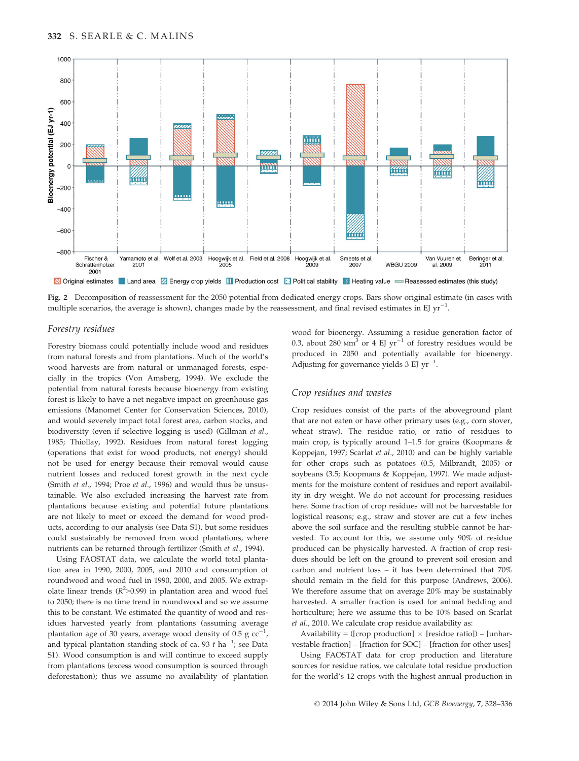Fig. 2 Decomposition of reassessment for the 2050 potential from dedicated energy crops. Bars show original estimate (in cases with multiple scenarios, the average is shown), changes made by the reassessment, and final revised estimates in EJ $yr^{-1}$.

## *Forestry residues*

Forestry biomass could potentially include wood and residues from natural forests and from plantations. Much of the world's wood harvests are from natural or unmanaged forests, especially in the tropics (Von Amsberg, 1994). We exclude the potential from natural forests because bioenergy from existing forest is likely to have a net negative impact on greenhouse gas emissions (Manomet Center for Conservation Sciences, 2010), and would severely impact total forest area, carbon stocks, and biodiversity (even if selective logging is used) (Gillman *et al.*, 1985; Thiollay, 1992). Residues from natural forest logging (operations that exist for wood products, not energy) should not be used for energy because their removal would cause nutrient losses and reduced forest growth in the next cycle (Smith *et al.*, 1994; Proe *et al.*, 1996) and would thus be unsustainable. We also excluded increasing the harvest rate from plantations because existing and potential future plantations are not likely to meet or exceed the demand for wood products, according to our analysis (see Data S1), but some residues could sustainably be removed from wood plantations, where nutrients can be returned through fertilizer (Smith *et al.*, 1994).

Using FAOSTAT data, we calculate the world total plantation area in 1990, 2000, 2005, and 2010 and consumption of roundwood and wood fuel in 1990, 2000, and 2005. We extrapolate linear trends ($R^2$>0.99) in plantation area and wood fuel to 2050; there is no time trend in roundwood and so we assume this to be constant. We estimated the quantity of wood and residues harvested yearly from plantations (assuming average plantation age of 30 years, average wood density of 0.5 g $cc^{-1}$, and typical plantation standing stock of ca. 93 *t* $ha^{-1}$; see Data S1). Wood consumption is and will continue to exceed supply from plantations (excess wood consumption is sourced through deforestation); thus we assume no availability of plantation wood for bioenergy. Assuming a residue generation factor of 0.3, about 280 $Mm^3$ or 4 EJ $yr^{-1}$ of forestry residues would be produced in 2050 and potentially available for bioenergy. Adjusting for governance yields 3 EJ $yr^{-1}$.

## *Crop residues and wastes*

Crop residues consist of the parts of the aboveground plant that are not eaten or have other primary uses (e.g., corn stover, wheat straw). The residue ratio, or ratio of residues to main crop, is typically around 1–1.5 for grains (Koopmans & Koppejan, 1997; Scarlat *et al.*, 2010) and can be highly variable for other crops such as potatoes (0.5, Milbrandt, 2005) or soybeans (3.5; Koopmans & Koppejan, 1997). We made adjustments for the moisture content of residues and report availability in dry weight. We do not account for processing residues here. Some fraction of crop residues will not be harvestable for logistical reasons; e.g., straw and stover are cut a few inches above the soil surface and the resulting stubble cannot be harvested. To account for this, we assume only 90% of residue produced can be physically harvested. A fraction of crop residues should be left on the ground to prevent soil erosion and carbon and nutrient loss – it has been determined that 70% should remain in the field for this purpose (Andrews, 2006). We therefore assume that on average 20% may be sustainably harvested. A smaller fraction is used for animal bedding and horticulture; here we assume this to be 10% based on Scarlat *et al.*, 2010. We calculate crop residue availability as:

Availability = ([crop production] × [residue ratio]) – [unharvestable fraction] – [fraction for SOC] – [fraction for other uses]

Using FAOSTAT data for crop production and literature sources for residue ratios, we calculate total residue production for the world's 12 crops with the highest annual production in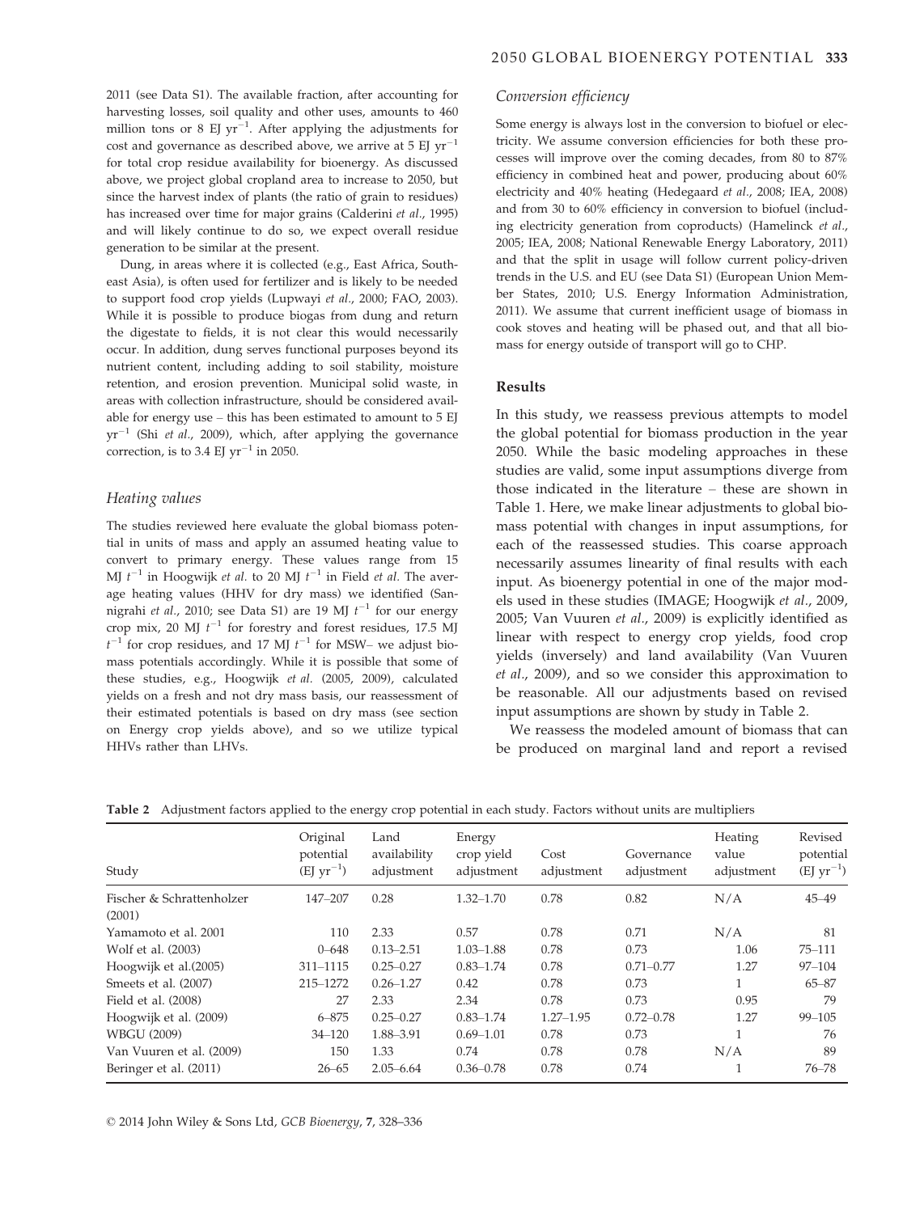2011 (see Data S1). The available fraction, after accounting for harvesting losses, soil quality and other uses, amounts to 460 million tons or 8 EJ $yr^{-1}$. After applying the adjustments for cost and governance as described above, we arrive at 5 EJ $yr^{-1}$ for total crop residue availability for bioenergy. As discussed above, we project global cropland area to increase to 2050, but since the harvest index of plants (the ratio of grain to residues) has increased over time for major grains (Calderini *et al.*, 1995) and will likely continue to do so, we expect overall residue generation to be similar at the present.

Dung, in areas where it is collected (e.g., East Africa, Southeast Asia), is often used for fertilizer and is likely to be needed to support food crop yields (Lupwayi *et al.*, 2000; FAO, 2003). While it is possible to produce biogas from dung and return the digestate to fields, it is not clear this would necessarily occur. In addition, dung serves functional purposes beyond its nutrient content, including adding to soil stability, moisture retention, and erosion prevention. Municipal solid waste, in areas with collection infrastructure, should be considered available for energy use – this has been estimated to amount to 5 EJ $yr^{-1}$ (Shi *et al.*, 2009), which, after applying the governance correction, is to 3.4 EJ $yr^{-1}$ in 2050.

### *Heating values*

The studies reviewed here evaluate the global biomass potential in units of mass and apply an assumed heating value to convert to primary energy. These values range from 15 MJ $t^{-1}$ in Hoogwijk *et al.* to 20 MJ $t^{-1}$ in Field *et al.* The average heating values (HHV for dry mass) we identified (Sannigrahi *et al.*, 2010; see Data S1) are 19 MJ $t^{-1}$ for our energy crop mix, 20 MJ $t^{-1}$ for forestry and forest residues, 17.5 MJ $t^{-1}$ for crop residues, and 17 MJ $t^{-1}$ for MSW– we adjust biomass potentials accordingly. While it is possible that some of these studies, e.g., Hoogwijk *et al.* (2005, 2009), calculated yields on a fresh and not dry mass basis, our reassessment of their estimated potentials is based on dry mass (see section on Energy crop yields above), and so we utilize typical HHVs rather than LHVs.

### *Conversion efficiency*

Some energy is always lost in the conversion to biofuel or electricity. We assume conversion efficiencies for both these processes will improve over the coming decades, from 80 to 87% efficiency in combined heat and power, producing about 60% electricity and 40% heating (Hedegaard *et al.*, 2008; IEA, 2008) and from 30 to 60% efficiency in conversion to biofuel (including electricity generation from coproducts) (Hamelinck *et al.*, 2005; IEA, 2008; National Renewable Energy Laboratory, 2011) and that the split in usage will follow current policy-driven trends in the U.S. and EU (see Data S1) (European Union Member States, 2010; U.S. Energy Information Administration, 2011). We assume that current inefficient usage of biomass in cook stoves and heating will be phased out, and that all biomass for energy outside of transport will go to CHP.

## Results

In this study, we reassess previous attempts to model the global potential for biomass production in the year 2050. While the basic modeling approaches in these studies are valid, some input assumptions diverge from those indicated in the literature – these are shown in Table 1. Here, we make linear adjustments to global biomass potential with changes in input assumptions, for each of the reassessed studies. This coarse approach necessarily assumes linearity of final results with each input. As bioenergy potential in one of the major models used in these studies (IMAGE; Hoogwijk *et al.*, 2009, 2005; Van Vuuren *et al.*, 2009) is explicitly identified as linear with respect to energy crop yields, food crop yields (inversely) and land availability (Van Vuuren *et al.*, 2009), and so we consider this approximation to be reasonable. All our adjustments based on revised input assumptions are shown by study in Table 2.

We reassess the modeled amount of biomass that can be produced on marginal land and report a revised

**Table 2** Adjustment factors applied to the energy crop potential in each study. Factors without units are multipliers

| Study | Original potential (EJ $yr^{-1}$) | Land availability adjustment | Energy crop yield adjustment | Cost adjustment | Governance adjustment | Heating value adjustment | Revised potential (EJ $yr^{-1}$) |
|---|---|---|---|---|---|---|---|
| Fischer & Schrattenholzer (2001) | 147–207 | 0.28 | 1.32–1.70 | 0.78 | 0.82 | N/A | 45–49 |
| Yamamoto et al. 2001 | 110 | 2.33 | 0.57 | 0.78 | 0.71 | N/A | 81 |
| Wolf et al. (2003) | 0–648 | 0.13–2.51 | 1.03–1.88 | 0.78 | 0.73 | 1.06 | 75–111 |
| Hoogwijk et al.(2005) | 311–1115 | 0.25–0.27 | 0.83–1.74 | 0.78 | 0.71–0.77 | 1.27 | 97–104 |
| Smeets et al. (2007) | 215–1272 | 0.26–1.27 | 0.42 | 0.78 | 0.73 | 1 | 65–87 |
| Field et al. (2008) | 27 | 2.33 | 2.34 | 0.78 | 0.73 | 0.95 | 79 |
| Hoogwijk et al. (2009) | 6–875 | 0.25–0.27 | 0.83–1.74 | 1.27–1.95 | 0.72–0.78 | 1.27 | 99–105 |
| WBGU (2009) | 34–120 | 1.88–3.91 | 0.69–1.01 | 0.78 | 0.73 | 1 | 76 |
| Van Vuuren et al. (2009) | 150 | 1.33 | 0.74 | 0.78 | 0.78 | N/A | 89 |
| Beringer et al. (2011) | 26–65 | 2.05–6.64 | 0.36–0.78 | 0.78 | 0.74 | 1 | 76–78 |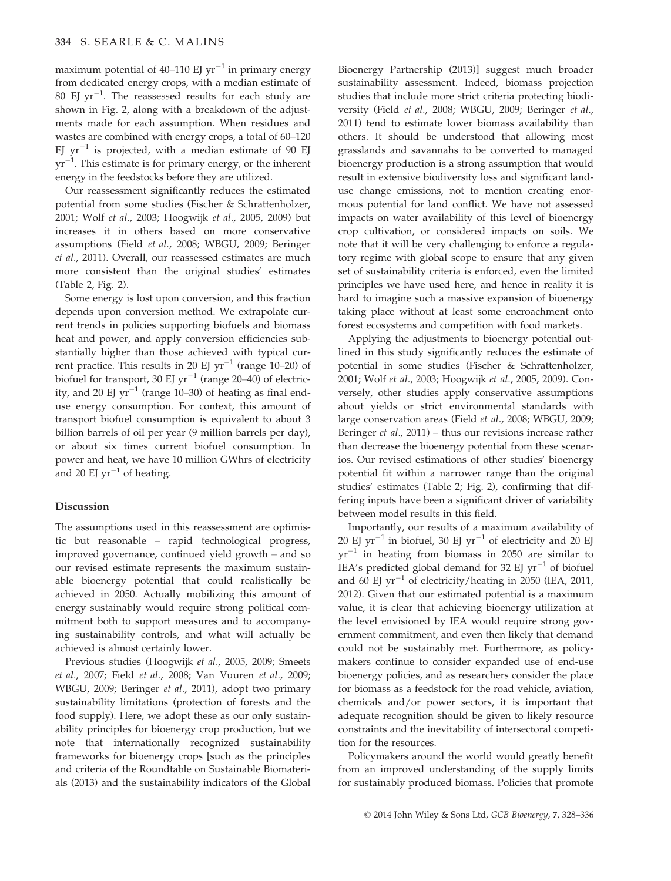maximum potential of 40–110 EJ $yr^{-1}$ in primary energy from dedicated energy crops, with a median estimate of 80 EJ $yr^{-1}$. The reassessed results for each study are shown in Fig. 2, along with a breakdown of the adjustments made for each assumption. When residues and wastes are combined with energy crops, a total of 60–120 EJ $yr^{-1}$ is projected, with a median estimate of 90 EJ $yr^{-1}$. This estimate is for primary energy, or the inherent energy in the feedstocks before they are utilized.

Our reassessment significantly reduces the estimated potential from some studies (Fischer & Schrattenholzer, 2001; Wolf *et al*., 2003; Hoogwijk *et al*., 2005, 2009) but increases it in others based on more conservative assumptions (Field *et al*., 2008; WBGU, 2009; Beringer *et al*., 2011). Overall, our reassessed estimates are much more consistent than the original studies' estimates (Table 2, Fig. 2).

Some energy is lost upon conversion, and this fraction depends upon conversion method. We extrapolate current trends in policies supporting biofuels and biomass heat and power, and apply conversion efficiencies substantially higher than those achieved with typical current practice. This results in 20 EJ $yr^{-1}$ (range 10–20) of biofuel for transport, 30 EJ $yr^{-1}$ (range 20–40) of electricity, and 20 EJ $yr^{-1}$ (range 10–30) of heating as final end-use energy consumption. For context, this amount of transport biofuel consumption is equivalent to about 3 billion barrels of oil per year (9 million barrels per day), or about six times current biofuel consumption. In power and heat, we have 10 million GWhrs of electricity and 20 EJ $yr^{-1}$ of heating.

## Discussion

The assumptions used in this reassessment are optimistic but reasonable – rapid technological progress, improved governance, continued yield growth – and so our revised estimate represents the maximum sustainable bioenergy potential that could realistically be achieved in 2050. Actually mobilizing this amount of energy sustainably would require strong political commitment both to support measures and to accompanying sustainability controls, and what will actually be achieved is almost certainly lower.

Previous studies (Hoogwijk *et al*., 2005, 2009; Smeets *et al*., 2007; Field *et al*., 2008; Van Vuuren *et al*., 2009; WBGU, 2009; Beringer *et al*., 2011), adopt two primary sustainability limitations (protection of forests and the food supply). Here, we adopt these as our only sustainability principles for bioenergy crop production, but we note that internationally recognized sustainability frameworks for bioenergy crops [such as the principles and criteria of the Roundtable on Sustainable Biomaterials (2013) and the sustainability indicators of the Global Bioenergy Partnership (2013)] suggest much broader sustainability assessment. Indeed, biomass projection studies that include more strict criteria protecting biodiversity (Field *et al*., 2008; WBGU, 2009; Beringer *et al*., 2011) tend to estimate lower biomass availability than others. It should be understood that allowing most grasslands and savannahs to be converted to managed bioenergy production is a strong assumption that would result in extensive biodiversity loss and significant land-use change emissions, not to mention creating enormous potential for land conflict. We have not assessed impacts on water availability of this level of bioenergy crop cultivation, or considered impacts on soils. We note that it will be very challenging to enforce a regulatory regime with global scope to ensure that any given set of sustainability criteria is enforced, even the limited principles we have used here, and hence in reality it is hard to imagine such a massive expansion of bioenergy taking place without at least some encroachment onto forest ecosystems and competition with food markets.

Applying the adjustments to bioenergy potential outlined in this study significantly reduces the estimate of potential in some studies (Fischer & Schrattenholzer, 2001; Wolf *et al*., 2003; Hoogwijk *et al*., 2005, 2009). Conversely, other studies apply conservative assumptions about yields or strict environmental standards with large conservation areas (Field *et al*., 2008; WBGU, 2009; Beringer *et al*., 2011) – thus our revisions increase rather than decrease the bioenergy potential from these scenarios. Our revised estimations of other studies' bioenergy potential fit within a narrower range than the original studies' estimates (Table 2; Fig. 2), confirming that differing inputs have been a significant driver of variability between model results in this field.

Importantly, our results of a maximum availability of 20 EJ $yr^{-1}$ in biofuel, 30 EJ $yr^{-1}$ of electricity and 20 EJ $yr^{-1}$ in heating from biomass in 2050 are similar to IEA's predicted global demand for 32 EJ $yr^{-1}$ of biofuel and 60 EJ $yr^{-1}$ of electricity/heating in 2050 (IEA, 2011, 2012). Given that our estimated potential is a maximum value, it is clear that achieving bioenergy utilization at the level envisioned by IEA would require strong government commitment, and even then likely that demand could not be sustainably met. Furthermore, as policymakers continue to consider expanded use of end-use bioenergy policies, and as researchers consider the place for biomass as a feedstock for the road vehicle, aviation, chemicals and/or power sectors, it is important that adequate recognition should be given to likely resource constraints and the inevitability of intersectoral competition for the resources.

Policymakers around the world would greatly benefit from an improved understanding of the supply limits for sustainably produced biomass. Policies that promote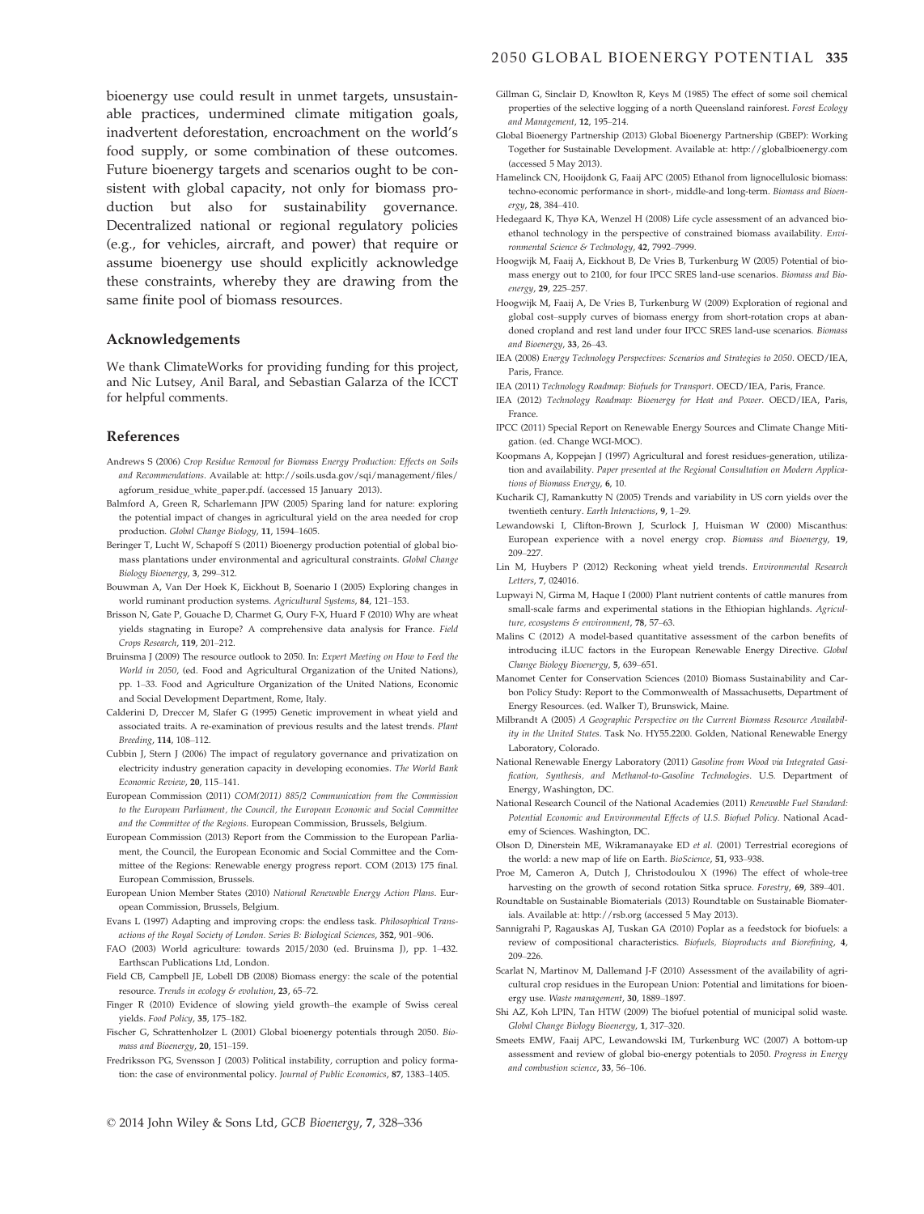bioenergy use could result in unmet targets, unsustainable practices, undermined climate mitigation goals, inadvertent deforestation, encroachment on the world's food supply, or some combination of these outcomes. Future bioenergy targets and scenarios ought to be consistent with global capacity, not only for biomass production but also for sustainability governance. Decentralized national or regional regulatory policies (e.g., for vehicles, aircraft, and power) that require or assume bioenergy use should explicitly acknowledge these constraints, whereby they are drawing from the same finite pool of biomass resources.

## Acknowledgements

We thank ClimateWorks for providing funding for this project, and Nic Lutsey, Anil Baral, and Sebastian Galarza of the ICCT for helpful comments.

## References

Andrews S (2006) *Crop Residue Removal for Biomass Energy Production: Effects on Soils and Recommendations*. Available at: http://soils.usda.gov/sqi/management/files/agforum_residue_white_paper.pdf. (accessed 15 January 2013).

Balmford A, Green R, Scharlemann JPW (2005) Sparing land for nature: exploring the potential impact of changes in agricultural yield on the area needed for crop production. *Global Change Biology*, **11**, 1594–1605.

Beringer T, Lucht W, Schapoff S (2011) Bioenergy production potential of global biomass plantations under environmental and agricultural constraints. *Global Change Biology Bioenergy*, **3**, 299–312.

Bouwman A, Van Der Hoek K, Eickhout B, Soenario I (2005) Exploring changes in world ruminant production systems. *Agricultural Systems*, **84**, 121–153.

Brisson N, Gate P, Gouache D, Charmet G, Oury F-X, Huard F (2010) Why are wheat yields stagnating in Europe? A comprehensive data analysis for France. *Field Crops Research*, **119**, 201–212.

Bruinsma J (2009) The resource outlook to 2050. In: *Expert Meeting on How to Feed the World in 2050*, (ed. Food and Agricultural Organization of the United Nations), pp. 1–33. Food and Agriculture Organization of the United Nations, Economic and Social Development Department, Rome, Italy.

Calderini D, Dreccer M, Slafer G (1995) Genetic improvement in wheat yield and associated traits. A re-examination of previous results and the latest trends. *Plant Breeding*, **114**, 108–112.

Cubbin J, Stern J (2006) The impact of regulatory governance and privatization on electricity industry generation capacity in developing economies. *The World Bank Economic Review*, **20**, 115–141.

European Commission (2011) *COM(2011) 885/2 Communication from the Commission to the European Parliament, the Council, the European Economic and Social Committee and the Committee of the Regions*. European Commission, Brussels, Belgium.

European Commission (2013) Report from the Commission to the European Parliament, the Council, the European Economic and Social Committee and the Committee of the Regions: Renewable energy progress report. COM (2013) 175 final. European Commission, Brussels.

European Union Member States (2010) *National Renewable Energy Action Plans*. European Commission, Brussels, Belgium.

Evans L (1997) Adapting and improving crops: the endless task. *Philosophical Transactions of the Royal Society of London. Series B: Biological Sciences*, **352**, 901–906.

FAO (2003) World agriculture: towards 2015/2030 (ed. Bruinsma J), pp. 1–432. Earthscan Publications Ltd, London.

Field CB, Campbell JE, Lobell DB (2008) Biomass energy: the scale of the potential resource. *Trends in ecology & evolution*, **23**, 65–72.

Finger R (2010) Evidence of slowing yield growth–the example of Swiss cereal yields. *Food Policy*, **35**, 175–182.

Fischer G, Schrattenholzer L (2001) Global bioenergy potentials through 2050. *Biomass and Bioenergy*, **20**, 151–159.

Fredriksson PG, Svensson J (2003) Political instability, corruption and policy formation: the case of environmental policy. *Journal of Public Economics*, **87**, 1383–1405.

Gillman G, Sinclair D, Knowlton R, Keys M (1985) The effect of some soil chemical properties of the selective logging of a north Queensland rainforest. *Forest Ecology and Management*, **12**, 195–214.

Global Bioenergy Partnership (2013) Global Bioenergy Partnership (GBEP): Working Together for Sustainable Development. Available at: http://globalbioenergy.com (accessed 5 May 2013).

Hamelinck CN, Hooijdonk G, Faaij APC (2005) Ethanol from lignocellulosic biomass: techno-economic performance in short-, middle-and long-term. *Biomass and Bioenergy*, **28**, 384–410.

Hedegaard K, Thyø KA, Wenzel H (2008) Life cycle assessment of an advanced bioethanol technology in the perspective of constrained biomass availability. *Environmental Science & Technology*, **42**, 7992–7999.

Hoogwijk M, Faaij A, Eickhout B, De Vries B, Turkenburg W (2005) Potential of biomass energy out to 2100, for four IPCC SRES land-use scenarios. *Biomass and Bioenergy*, **29**, 225–257.

Hoogwijk M, Faaij A, De Vries B, Turkenburg W (2009) Exploration of regional and global cost–supply curves of biomass energy from short-rotation crops at abandoned cropland and rest land under four IPCC SRES land-use scenarios. *Biomass and Bioenergy*, **33**, 26–43.

IEA (2008) *Energy Technology Perspectives: Scenarios and Strategies to 2050*. OECD/IEA, Paris, France.

IEA (2011) *Technology Roadmap: Biofuels for Transport*. OECD/IEA, Paris, France.

IEA (2012) *Technology Roadmap: Bioenergy for Heat and Power*. OECD/IEA, Paris, France.

IPCC (2011) Special Report on Renewable Energy Sources and Climate Change Mitigation. (ed. Change WGI-MOC).

Koopmans A, Koppejan J (1997) Agricultural and forest residues-generation, utilization and availability. *Paper presented at the Regional Consultation on Modern Applications of Biomass Energy*, **6**, 10.

Kucharik CJ, Ramankutty N (2005) Trends and variability in US corn yields over the twentieth century. *Earth Interactions*, **9**, 1–29.

Lewandowski I, Clifton-Brown J, Scurlock J, Huisman W (2000) Miscanthus: European experience with a novel energy crop. *Biomass and Bioenergy*, **19**, 209–227.

Lin M, Huybers P (2012) Reckoning wheat yield trends. *Environmental Research Letters*, **7**, 024016.

Lupwayi N, Girma M, Haque I (2000) Plant nutrient contents of cattle manures from small-scale farms and experimental stations in the Ethiopian highlands. *Agriculture, ecosystems & environment*, **78**, 57–63.

Malins C (2012) A model-based quantitative assessment of the carbon benefits of introducing iLUC factors in the European Renewable Energy Directive. *Global Change Biology Bioenergy*, **5**, 639–651.

Manomet Center for Conservation Sciences (2010) Biomass Sustainability and Carbon Policy Study: Report to the Commonwealth of Massachusetts, Department of Energy Resources. (ed. Walker T), Brunswick, Maine.

Milbrandt A (2005) *A Geographic Perspective on the Current Biomass Resource Availability in the United States*. Task No. HY55.2200. Golden, National Renewable Energy Laboratory, Colorado.

National Renewable Energy Laboratory (2011) *Gasoline from Wood via Integrated Gasification, Synthesis, and Methanol-to-Gasoline Technologies*. U.S. Department of Energy, Washington, DC.

National Research Council of the National Academies (2011) *Renewable Fuel Standard: Potential Economic and Environmental Effects of U.S. Biofuel Policy*. National Academy of Sciences. Washington, DC.

Olson D, Dinerstein ME, Wikramanayake ED *et al.* (2001) Terrestrial ecoregions of the world: a new map of life on Earth. *BioScience*, **51**, 933–938.

Proe M, Cameron A, Dutch J, Christodoulou X (1996) The effect of whole-tree harvesting on the growth of second rotation Sitka spruce. *Forestry*, **69**, 389–401.

Roundtable on Sustainable Biomaterials (2013) Roundtable on Sustainable Biomaterials. Available at: http://rsb.org (accessed 5 May 2013).

Sannigrahi P, Ragauskas AJ, Tuskan GA (2010) Poplar as a feedstock for biofuels: a review of compositional characteristics. *Biofuels, Bioproducts and Biorefining*, **4**, 209–226.

Scarlat N, Martinov M, Dallemand J-F (2010) Assessment of the availability of agricultural crop residues in the European Union: Potential and limitations for bioenergy use. *Waste management*, **30**, 1889–1897.

Shi AZ, Koh LPIN, Tan HTW (2009) The biofuel potential of municipal solid waste. *Global Change Biology Bioenergy*, **1**, 317–320.

Smeets EMW, Faaij APC, Lewandowski IM, Turkenburg WC (2007) A bottom-up assessment and review of global bio-energy potentials to 2050. *Progress in Energy and combustion science*, **33**, 56–106.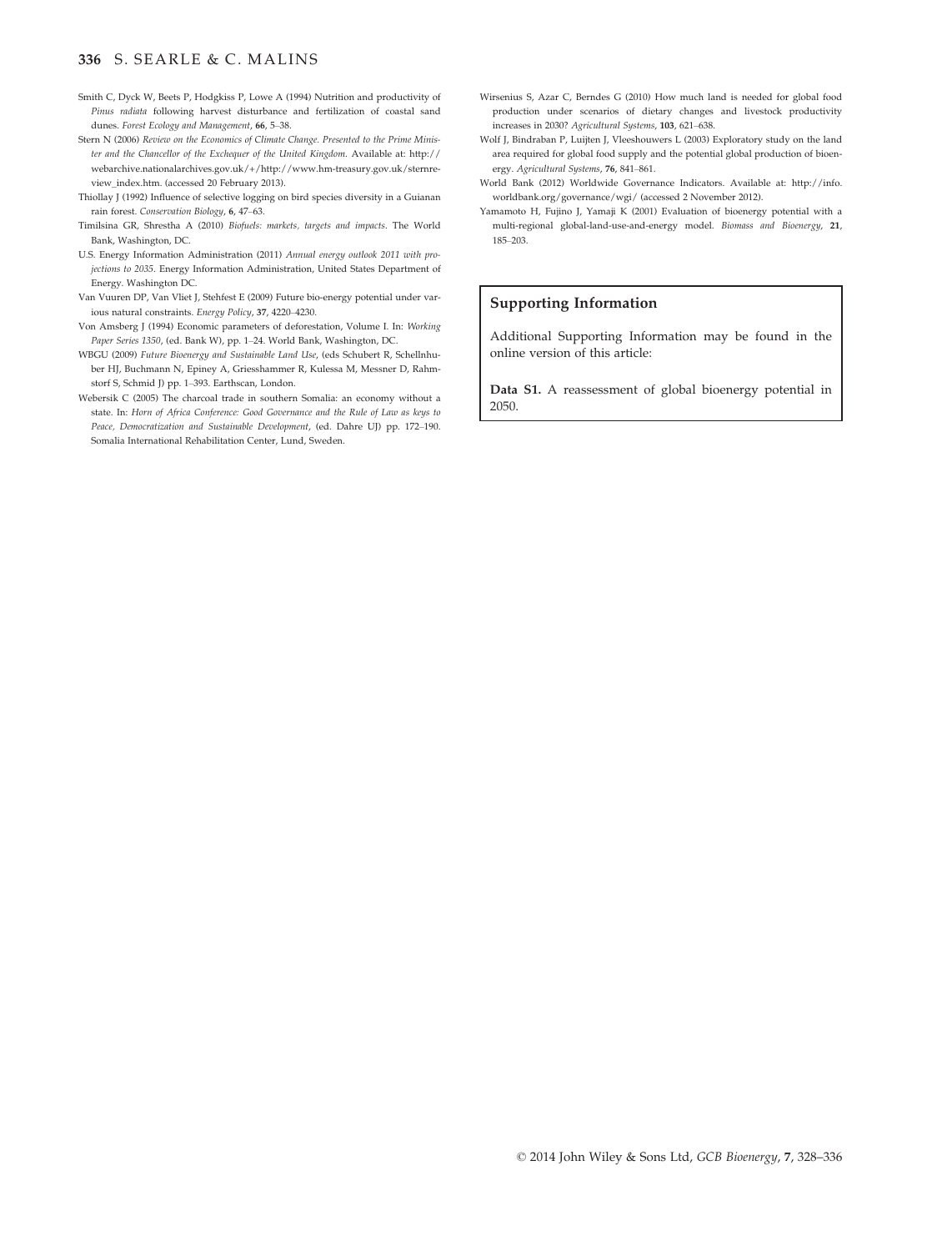Smith C, Dyck W, Beets P, Hodgkiss P, Lowe A (1994) Nutrition and productivity of *Pinus radiata* following harvest disturbance and fertilization of coastal sand dunes. *Forest Ecology and Management*, **66**, 5–38.

Stern N (2006) *Review on the Economics of Climate Change. Presented to the Prime Minister and the Chancellor of the Exchequer of the United Kingdom.* Available at: http://webarchive.nationalarchives.gov.uk/+/http://www.hm-treasury.gov.uk/sternreview_index.htm. (accessed 20 February 2013).

Thiollay J (1992) Influence of selective logging on bird species diversity in a Guianan rain forest. *Conservation Biology*, **6**, 47–63.

Timilsina GR, Shrestha A (2010) *Biofuels: markets, targets and impacts*. The World Bank, Washington, DC.

U.S. Energy Information Administration (2011) *Annual energy outlook 2011 with projections to 2035*. Energy Information Administration, United States Department of Energy. Washington DC.

Van Vuuren DP, Van Vliet J, Stehfest E (2009) Future bio-energy potential under various natural constraints. *Energy Policy*, **37**, 4220–4230.

Von Amsberg J (1994) Economic parameters of deforestation, Volume I. In: *Working Paper Series 1350*, (ed. Bank W), pp. 1–24. World Bank, Washington, DC.

WBGU (2009) *Future Bioenergy and Sustainable Land Use*, (eds Schubert R, Schellnhuber HJ, Buchmann N, Epiney A, Griesshammer R, Kulessa M, Messner D, Rahmstorf S, Schmid J) pp. 1–393. Earthscan, London.

Webersik C (2005) The charcoal trade in southern Somalia: an economy without a state. In: *Horn of Africa Conference: Good Governance and the Rule of Law as keys to Peace, Democratization and Sustainable Development*, (ed. Dahre UJ) pp. 172–190. Somalia International Rehabilitation Center, Lund, Sweden.

Wirsenius S, Azar C, Berndes G (2010) How much land is needed for global food production under scenarios of dietary changes and livestock productivity increases in 2030? *Agricultural Systems*, **103**, 621–638.

Wolf J, Bindraban P, Luijten J, Vleeshouwers L (2003) Exploratory study on the land area required for global food supply and the potential global production of bioenergy. *Agricultural Systems*, **76**, 841–861.

World Bank (2012) Worldwide Governance Indicators. Available at: http://info.worldbank.org/governance/wgi/ (accessed 2 November 2012).

Yamamoto H, Fujino J, Yamaji K (2001) Evaluation of bioenergy potential with a multi-regional global-land-use-and-energy model. *Biomass and Bioenergy*, **21**, 185–203.

## Supporting Information

Additional Supporting Information may be found in the online version of this article:

**Data S1.** A reassessment of global bioenergy potential in 2050.